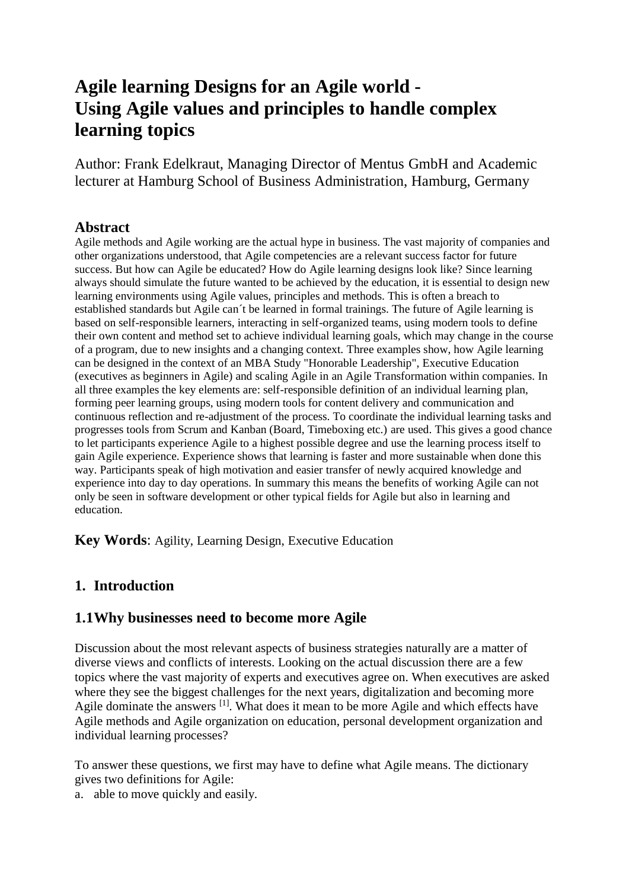# Agile learning Designs for an Agile world - Using Agile values and principles to handle complex learning topics

Author: Frank Edelkraut, Managing Director of Mentus GmbH and Academic lecturer at Hamburg School of Business Administration, Hamburg, Germany

## Abstract

Agile methods and Agile working are the actual hype in business. The vast majority of companies and other organizations understood, that Agile competencies are a relevant success factor for future success. But how can Agile be educated? How do Agile learning designs look like? Since learning always should simulate the future wanted to be achieved by the education, it is essential to design new learning environments using Agile values, principles and methods. This is often a breach to established standards but Agile can´t be learned in formal trainings. The future of Agile learning is based on self-responsible learners, interacting in self-organized teams, using modern tools to define their own content and method set to achieve individual learning goals, which may change in the course of a program, due to new insights and a changing context. Three examples show, how Agile learning can be designed in the context of an MBA Study "Honorable Leadership", Executive Education (executives as beginners in Agile) and scaling Agile in an Agile Transformation within companies. In all three examples the key elements are: self-responsible definition of an individual learning plan, forming peer learning groups, using modern tools for content delivery and communication and continuous reflection and re-adjustment of the process. To coordinate the individual learning tasks and progresses tools from Scrum and Kanban (Board, Timeboxing etc.) are used. This gives a good chance to let participants experience Agile to a highest possible degree and use the learning process itself to gain Agile experience. Experience shows that learning is faster and more sustainable when done this way. Participants speak of high motivation and easier transfer of newly acquired knowledge and experience into day to day operations. In summary this means the benefits of working Agile can not only be seen in software development or other typical fields for Agile but also in learning and education.

**Key Words**: Agility, Learning Design, Executive Education

## 1. Introduction

### 1.1 Why businesses need to become more Agile

Discussion about the most relevant aspects of business strategies naturally are a matter of diverse views and conflicts of interests. Looking on the actual discussion there are a few topics where the vast majority of experts and executives agree on. When executives are asked where they see the biggest challenges for the next years, digitalization and becoming more Agile dominate the answers [1]. What does it mean to be more Agile and which effects have Agile methods and Agile organization on education, personal development organization and individual learning processes?

To answer these questions, we first may have to define what Agile means. The dictionary gives two definitions for Agile:

a. able to move quickly and easily.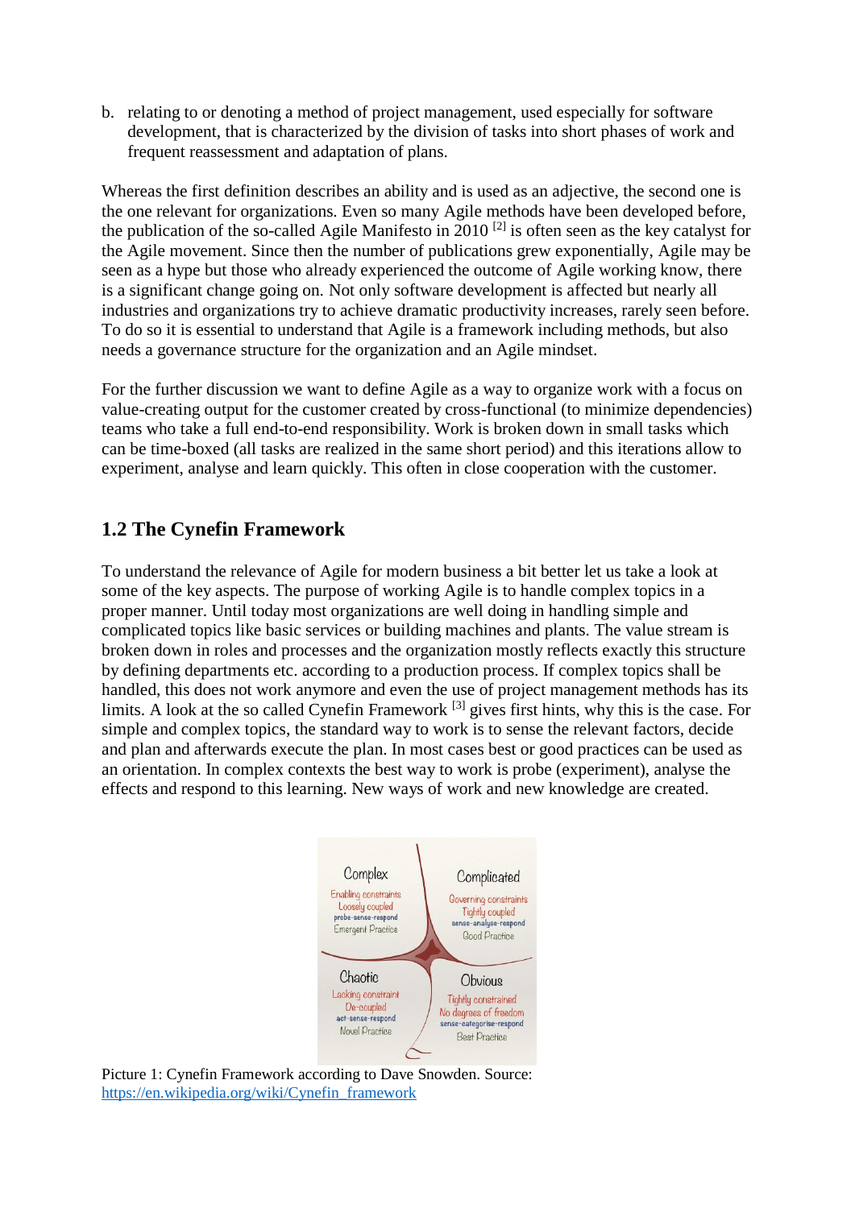b. relating to or denoting a method of project management, used especially for software development, that is characterized by the division of tasks into short phases of work and frequent reassessment and adaptation of plans.

Whereas the first definition describes an ability and is used as an adjective, the second one is the one relevant for organizations. Even so many Agile methods have been developed before, the publication of the so-called Agile Manifesto in 2010 [2] is often seen as the key catalyst for the Agile movement. Since then the number of publications grew exponentially, Agile may be seen as a hype but those who already experienced the outcome of Agile working know, there is a significant change going on. Not only software development is affected but nearly all industries and organizations try to achieve dramatic productivity increases, rarely seen before. To do so it is essential to understand that Agile is a framework including methods, but also needs a governance structure for the organization and an Agile mindset.

For the further discussion we want to define Agile as a way to organize work with a focus on value-creating output for the customer created by cross-functional (to minimize dependencies) teams who take a full end-to-end responsibility. Work is broken down in small tasks which can be time-boxed (all tasks are realized in the same short period) and this iterations allow to experiment, analyse and learn quickly. This often in close cooperation with the customer.

## 1.2 The Cynefin Framework

To understand the relevance of Agile for modern business a bit better let us take a look at some of the key aspects. The purpose of working Agile is to handle complex topics in a proper manner. Until today most organizations are well doing in handling simple and complicated topics like basic services or building machines and plants. The value stream is broken down in roles and processes and the organization mostly reflects exactly this structure by defining departments etc. according to a production process. If complex topics shall be handled, this does not work anymore and even the use of project management methods has its limits. A look at the so called Cynefin Framework [3] gives first hints, why this is the case. For simple and complex topics, the standard way to work is to sense the relevant factors, decide and plan and afterwards execute the plan. In most cases best or good practices can be used as an orientation. In complex contexts the best way to work is probe (experiment), analyse the effects and respond to this learning. New ways of work and new knowledge are created.

Picture 1: Cynefin Framework according to Dave Snowden. Source: https://en.wikipedia.org/wiki/Cynefin_framework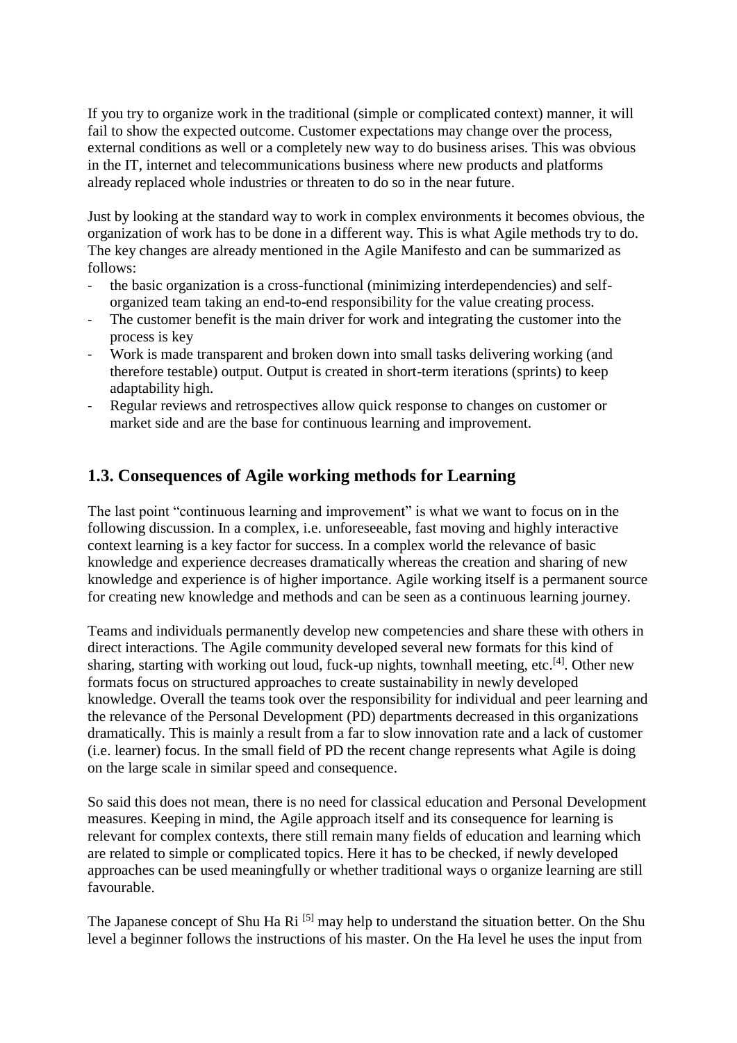If you try to organize work in the traditional (simple or complicated context) manner, it will fail to show the expected outcome. Customer expectations may change over the process, external conditions as well or a completely new way to do business arises. This was obvious in the IT, internet and telecommunications business where new products and platforms already replaced whole industries or threaten to do so in the near future.

Just by looking at the standard way to work in complex environments it becomes obvious, the organization of work has to be done in a different way. This is what Agile methods try to do. The key changes are already mentioned in the Agile Manifesto and can be summarized as follows:

- the basic organization is a cross-functional (minimizing interdependencies) and self-organized team taking an end-to-end responsibility for the value creating process.
- The customer benefit is the main driver for work and integrating the customer into the process is key
- Work is made transparent and broken down into small tasks delivering working (and therefore testable) output. Output is created in short-term iterations (sprints) to keep adaptability high.
- Regular reviews and retrospectives allow quick response to changes on customer or market side and are the base for continuous learning and improvement.

## 1.3. Consequences of Agile working methods for Learning

The last point "continuous learning and improvement" is what we want to focus on in the following discussion. In a complex, i.e. unforeseeable, fast moving and highly interactive context learning is a key factor for success. In a complex world the relevance of basic knowledge and experience decreases dramatically whereas the creation and sharing of new knowledge and experience is of higher importance. Agile working itself is a permanent source for creating new knowledge and methods and can be seen as a continuous learning journey.

Teams and individuals permanently develop new competencies and share these with others in direct interactions. The Agile community developed several new formats for this kind of sharing, starting with working out loud, fuck-up nights, townhall meeting, etc.[4]. Other new formats focus on structured approaches to create sustainability in newly developed knowledge. Overall the teams took over the responsibility for individual and peer learning and the relevance of the Personal Development (PD) departments decreased in this organizations dramatically. This is mainly a result from a far to slow innovation rate and a lack of customer (i.e. learner) focus. In the small field of PD the recent change represents what Agile is doing on the large scale in similar speed and consequence.

So said this does not mean, there is no need for classical education and Personal Development measures. Keeping in mind, the Agile approach itself and its consequence for learning is relevant for complex contexts, there still remain many fields of education and learning which are related to simple or complicated topics. Here it has to be checked, if newly developed approaches can be used meaningfully or whether traditional ways o organize learning are still favourable.

The Japanese concept of Shu Ha Ri [5] may help to understand the situation better. On the Shu level a beginner follows the instructions of his master. On the Ha level he uses the input from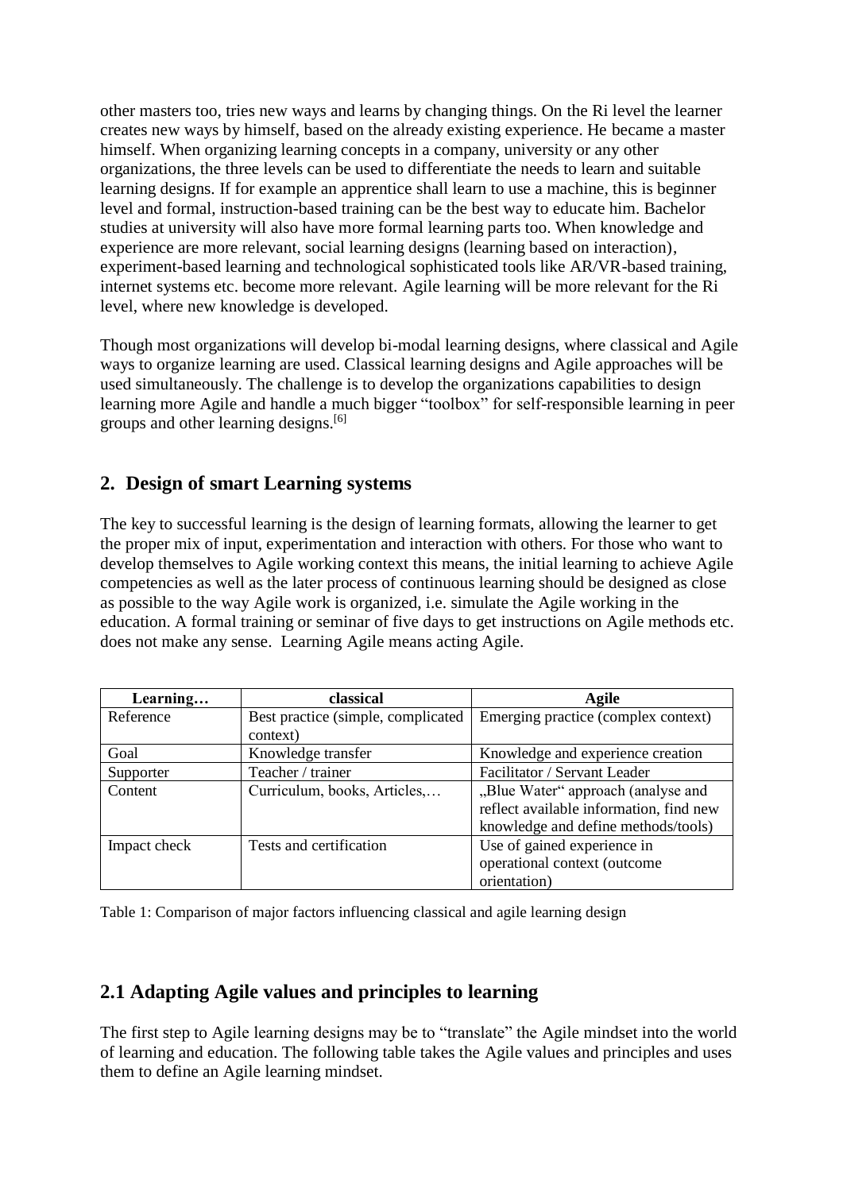other masters too, tries new ways and learns by changing things. On the Ri level the learner creates new ways by himself, based on the already existing experience. He became a master himself. When organizing learning concepts in a company, university or any other organizations, the three levels can be used to differentiate the needs to learn and suitable learning designs. If for example an apprentice shall learn to use a machine, this is beginner level and formal, instruction-based training can be the best way to educate him. Bachelor studies at university will also have more formal learning parts too. When knowledge and experience are more relevant, social learning designs (learning based on interaction), experiment-based learning and technological sophisticated tools like AR/VR-based training, internet systems etc. become more relevant. Agile learning will be more relevant for the Ri level, where new knowledge is developed.

Though most organizations will develop bi-modal learning designs, where classical and Agile ways to organize learning are used. Classical learning designs and Agile approaches will be used simultaneously. The challenge is to develop the organizations capabilities to design learning more Agile and handle a much bigger "toolbox" for self-responsible learning in peer groups and other learning designs.[6]

## 2. Design of smart Learning systems

The key to successful learning is the design of learning formats, allowing the learner to get the proper mix of input, experimentation and interaction with others. For those who want to develop themselves to Agile working context this means, the initial learning to achieve Agile competencies as well as the later process of continuous learning should be designed as close as possible to the way Agile work is organized, i.e. simulate the Agile working in the education. A formal training or seminar of five days to get instructions on Agile methods etc. does not make any sense. Learning Agile means acting Agile.

| Learning… | classical | Agile |
|---|---|---|
| Reference | Best practice (simple, complicated context) | Emerging practice (complex context) |
| Goal | Knowledge transfer | Knowledge and experience creation |
| Supporter | Teacher / trainer | Facilitator / Servant Leader |
| Content | Curriculum, books, Articles,… | „Blue Water" approach (analyse and reflect available information, find new knowledge and define methods/tools) |
| Impact check | Tests and certification | Use of gained experience in operational context (outcome orientation) |

Table 1: Comparison of major factors influencing classical and agile learning design

## 2.1 Adapting Agile values and principles to learning

The first step to Agile learning designs may be to "translate" the Agile mindset into the world of learning and education. The following table takes the Agile values and principles and uses them to define an Agile learning mindset.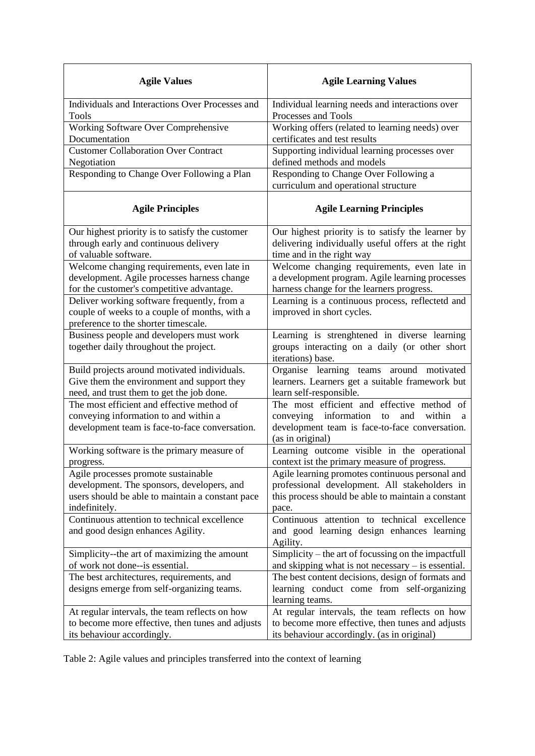| **Agile Values** | **Agile Learning Values** |
|---|---|
| Individuals and Interactions Over Processes and Tools | Individual learning needs and interactions over Processes and Tools |
| Working Software Over Comprehensive Documentation | Working offers (related to learning needs) over certificates and test results |
| Customer Collaboration Over Contract Negotiation | Supporting individual learning processes over defined methods and models |
| Responding to Change Over Following a Plan | Responding to Change Over Following a curriculum and operational structure |
| **Agile Principles** | **Agile Learning Principles** |
| Our highest priority is to satisfy the customer through early and continuous delivery of valuable software. | Our highest priority is to satisfy the learner by delivering individually useful offers at the right time and in the right way |
| Welcome changing requirements, even late in development. Agile processes harness change for the customer's competitive advantage. | Welcome changing requirements, even late in a development program. Agile learning processes harness change for the learners progress. |
| Deliver working software frequently, from a couple of weeks to a couple of months, with a preference to the shorter timescale. | Learning is a continuous process, reflectetd and improved in short cycles. |
| Business people and developers must work together daily throughout the project. | Learning is strenghtened in diverse learning groups interacting on a daily (or other short iterations) base. |
| Build projects around motivated individuals. Give them the environment and support they need, and trust them to get the job done. | Organise learning teams around motivated learners. Learners get a suitable framework but learn self-responsible. |
| The most efficient and effective method of conveying information to and within a development team is face-to-face conversation. | The most efficient and effective method of conveying information to and within a development team is face-to-face conversation. (as in original) |
| Working software is the primary measure of progress. | Learning outcome visible in the operational context ist the primary measure of progress. |
| Agile processes promote sustainable development. The sponsors, developers, and users should be able to maintain a constant pace indefinitely. | Agile learning promotes continuous personal and professional development. All stakeholders in this process should be able to maintain a constant pace. |
| Continuous attention to technical excellence and good design enhances Agility. | Continuous attention to technical excellence and good learning design enhances learning Agility. |
| Simplicity--the art of maximizing the amount of work not done--is essential. | Simplicity – the art of focussing on the impactfull and skipping what is not necessary – is essential. |
| The best architectures, requirements, and designs emerge from self-organizing teams. | The best content decisions, design of formats and learning conduct come from self-organizing learning teams. |
| At regular intervals, the team reflects on how to become more effective, then tunes and adjusts its behaviour accordingly. | At regular intervals, the team reflects on how to become more effective, then tunes and adjusts its behaviour accordingly. (as in original) |

Table 2: Agile values and principles transferred into the context of learning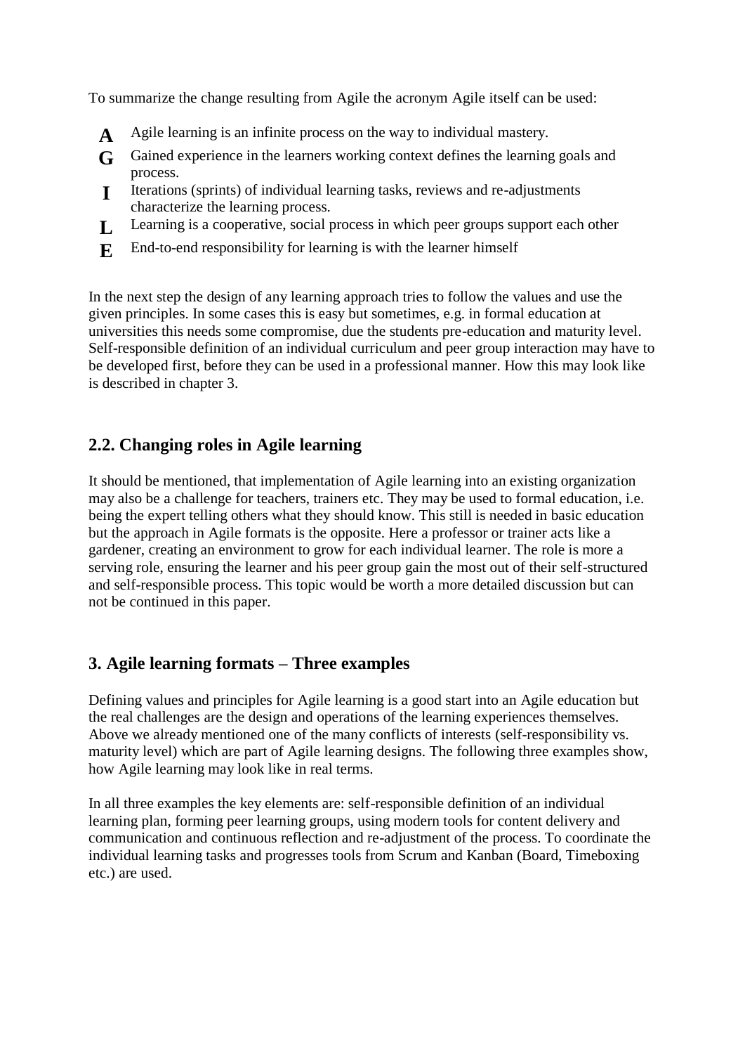To summarize the change resulting from Agile the acronym Agile itself can be used:

- **A** Agile learning is an infinite process on the way to individual mastery.
- **G** Gained experience in the learners working context defines the learning goals and process.
- **I** Iterations (sprints) of individual learning tasks, reviews and re-adjustments characterize the learning process.
- **L** Learning is a cooperative, social process in which peer groups support each other
- **E** End-to-end responsibility for learning is with the learner himself

In the next step the design of any learning approach tries to follow the values and use the given principles. In some cases this is easy but sometimes, e.g. in formal education at universities this needs some compromise, due the students pre-education and maturity level. Self-responsible definition of an individual curriculum and peer group interaction may have to be developed first, before they can be used in a professional manner. How this may look like is described in chapter 3.

## 2.2. Changing roles in Agile learning

It should be mentioned, that implementation of Agile learning into an existing organization may also be a challenge for teachers, trainers etc. They may be used to formal education, i.e. being the expert telling others what they should know. This still is needed in basic education but the approach in Agile formats is the opposite. Here a professor or trainer acts like a gardener, creating an environment to grow for each individual learner. The role is more a serving role, ensuring the learner and his peer group gain the most out of their self-structured and self-responsible process. This topic would be worth a more detailed discussion but can not be continued in this paper.

## 3. Agile learning formats – Three examples

Defining values and principles for Agile learning is a good start into an Agile education but the real challenges are the design and operations of the learning experiences themselves. Above we already mentioned one of the many conflicts of interests (self-responsibility vs. maturity level) which are part of Agile learning designs. The following three examples show, how Agile learning may look like in real terms.

In all three examples the key elements are: self-responsible definition of an individual learning plan, forming peer learning groups, using modern tools for content delivery and communication and continuous reflection and re-adjustment of the process. To coordinate the individual learning tasks and progresses tools from Scrum and Kanban (Board, Timeboxing etc.) are used.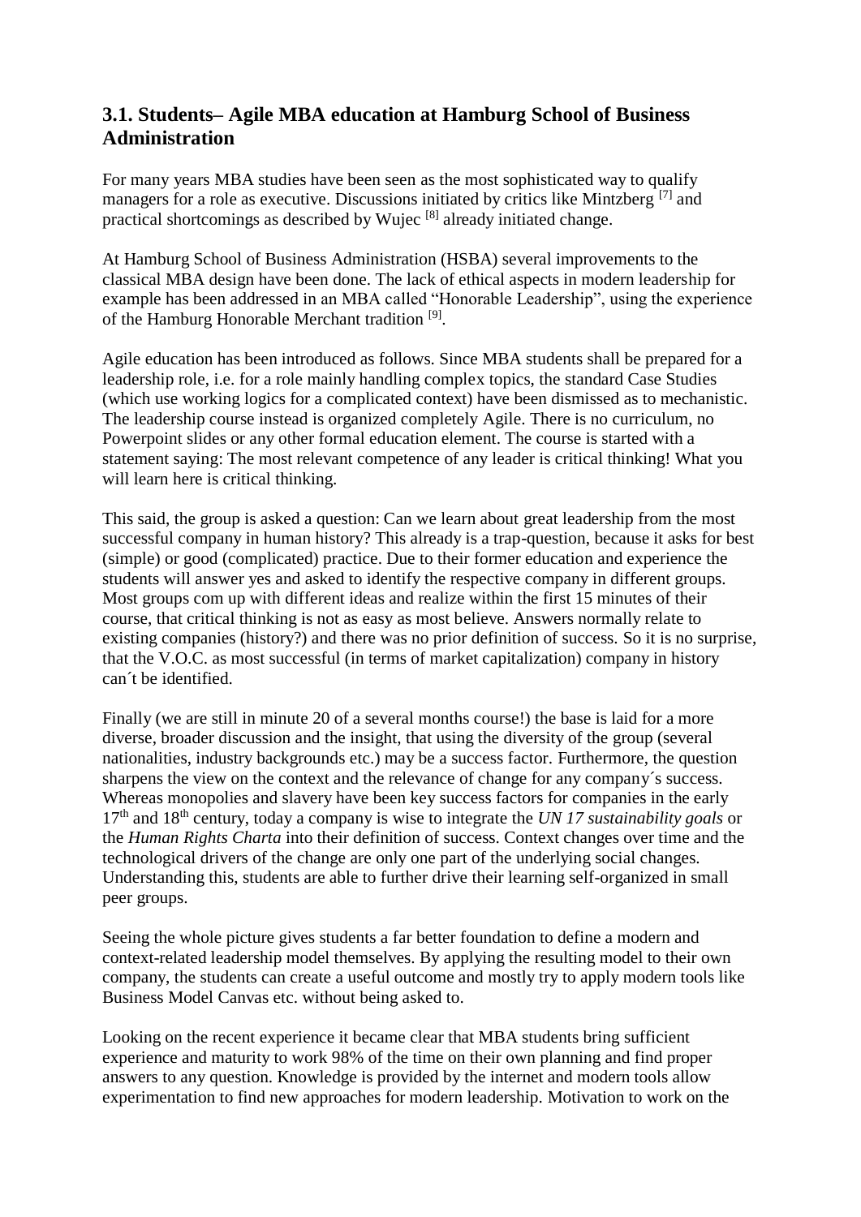## 3.1. Students– Agile MBA education at Hamburg School of Business Administration

For many years MBA studies have been seen as the most sophisticated way to qualify managers for a role as executive. Discussions initiated by critics like Mintzberg [7] and practical shortcomings as described by Wujec [8] already initiated change.

At Hamburg School of Business Administration (HSBA) several improvements to the classical MBA design have been done. The lack of ethical aspects in modern leadership for example has been addressed in an MBA called "Honorable Leadership", using the experience of the Hamburg Honorable Merchant tradition [9].

Agile education has been introduced as follows. Since MBA students shall be prepared for a leadership role, i.e. for a role mainly handling complex topics, the standard Case Studies (which use working logics for a complicated context) have been dismissed as to mechanistic. The leadership course instead is organized completely Agile. There is no curriculum, no Powerpoint slides or any other formal education element. The course is started with a statement saying: The most relevant competence of any leader is critical thinking! What you will learn here is critical thinking.

This said, the group is asked a question: Can we learn about great leadership from the most successful company in human history? This already is a trap-question, because it asks for best (simple) or good (complicated) practice. Due to their former education and experience the students will answer yes and asked to identify the respective company in different groups. Most groups com up with different ideas and realize within the first 15 minutes of their course, that critical thinking is not as easy as most believe. Answers normally relate to existing companies (history?) and there was no prior definition of success. So it is no surprise, that the V.O.C. as most successful (in terms of market capitalization) company in history can´t be identified.

Finally (we are still in minute 20 of a several months course!) the base is laid for a more diverse, broader discussion and the insight, that using the diversity of the group (several nationalities, industry backgrounds etc.) may be a success factor. Furthermore, the question sharpens the view on the context and the relevance of change for any company´s success. Whereas monopolies and slavery have been key success factors for companies in the early 17th and 18th century, today a company is wise to integrate the *UN 17 sustainability goals* or the *Human Rights Charta* into their definition of success. Context changes over time and the technological drivers of the change are only one part of the underlying social changes. Understanding this, students are able to further drive their learning self-organized in small peer groups.

Seeing the whole picture gives students a far better foundation to define a modern and context-related leadership model themselves. By applying the resulting model to their own company, the students can create a useful outcome and mostly try to apply modern tools like Business Model Canvas etc. without being asked to.

Looking on the recent experience it became clear that MBA students bring sufficient experience and maturity to work 98% of the time on their own planning and find proper answers to any question. Knowledge is provided by the internet and modern tools allow experimentation to find new approaches for modern leadership. Motivation to work on the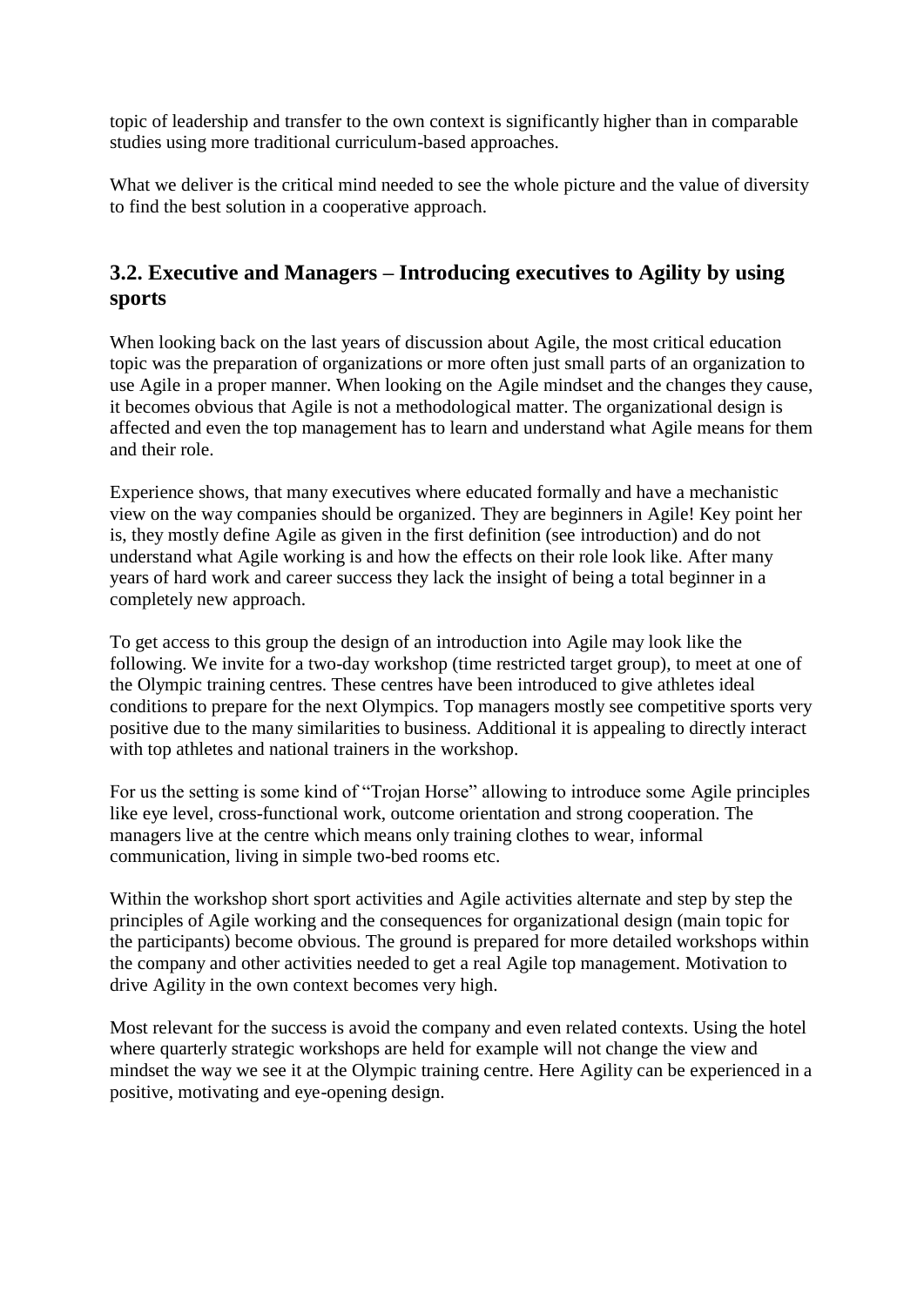topic of leadership and transfer to the own context is significantly higher than in comparable studies using more traditional curriculum-based approaches.

What we deliver is the critical mind needed to see the whole picture and the value of diversity to find the best solution in a cooperative approach.

## 3.2. Executive and Managers – Introducing executives to Agility by using sports

When looking back on the last years of discussion about Agile, the most critical education topic was the preparation of organizations or more often just small parts of an organization to use Agile in a proper manner. When looking on the Agile mindset and the changes they cause, it becomes obvious that Agile is not a methodological matter. The organizational design is affected and even the top management has to learn and understand what Agile means for them and their role.

Experience shows, that many executives where educated formally and have a mechanistic view on the way companies should be organized. They are beginners in Agile! Key point her is, they mostly define Agile as given in the first definition (see introduction) and do not understand what Agile working is and how the effects on their role look like. After many years of hard work and career success they lack the insight of being a total beginner in a completely new approach.

To get access to this group the design of an introduction into Agile may look like the following. We invite for a two-day workshop (time restricted target group), to meet at one of the Olympic training centres. These centres have been introduced to give athletes ideal conditions to prepare for the next Olympics. Top managers mostly see competitive sports very positive due to the many similarities to business. Additional it is appealing to directly interact with top athletes and national trainers in the workshop.

For us the setting is some kind of "Trojan Horse" allowing to introduce some Agile principles like eye level, cross-functional work, outcome orientation and strong cooperation. The managers live at the centre which means only training clothes to wear, informal communication, living in simple two-bed rooms etc.

Within the workshop short sport activities and Agile activities alternate and step by step the principles of Agile working and the consequences for organizational design (main topic for the participants) become obvious. The ground is prepared for more detailed workshops within the company and other activities needed to get a real Agile top management. Motivation to drive Agility in the own context becomes very high.

Most relevant for the success is avoid the company and even related contexts. Using the hotel where quarterly strategic workshops are held for example will not change the view and mindset the way we see it at the Olympic training centre. Here Agility can be experienced in a positive, motivating and eye-opening design.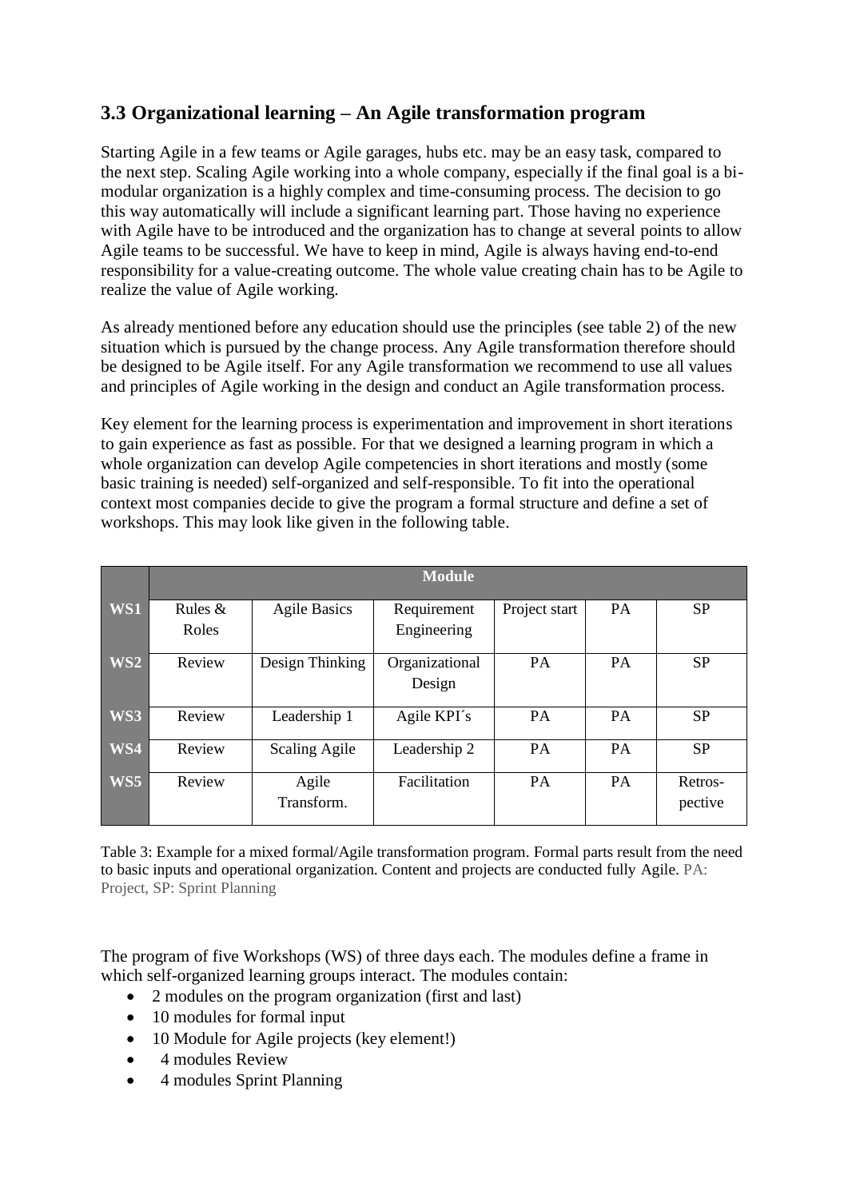## 3.3 Organizational learning – An Agile transformation program

Starting Agile in a few teams or Agile garages, hubs etc. may be an easy task, compared to the next step. Scaling Agile working into a whole company, especially if the final goal is a bi-modular organization is a highly complex and time-consuming process. The decision to go this way automatically will include a significant learning part. Those having no experience with Agile have to be introduced and the organization has to change at several points to allow Agile teams to be successful. We have to keep in mind, Agile is always having end-to-end responsibility for a value-creating outcome. The whole value creating chain has to be Agile to realize the value of Agile working.

As already mentioned before any education should use the principles (see table 2) of the new situation which is pursued by the change process. Any Agile transformation therefore should be designed to be Agile itself. For any Agile transformation we recommend to use all values and principles of Agile working in the design and conduct an Agile transformation process.

Key element for the learning process is experimentation and improvement in short iterations to gain experience as fast as possible. For that we designed a learning program in which a whole organization can develop Agile competencies in short iterations and mostly (some basic training is needed) self-organized and self-responsible. To fit into the operational context most companies decide to give the program a formal structure and define a set of workshops. This may look like given in the following table.

| | **Module** | | | | | |
|---|---|---|---|---|---|---|
| **WS1** | Rules & Roles | Agile Basics | Requirement Engineering | Project start | PA | SP |
| **WS2** | Review | Design Thinking | Organizational Design | PA | PA | SP |
| **WS3** | Review | Leadership 1 | Agile KPI´s | PA | PA | SP |
| **WS4** | Review | Scaling Agile | Leadership 2 | PA | PA | SP |
| **WS5** | Review | Agile Transform. | Facilitation | PA | PA | Retros-pective |

Table 3: Example for a mixed formal/Agile transformation program. Formal parts result from the need to basic inputs and operational organization. Content and projects are conducted fully Agile. PA: Project, SP: Sprint Planning

The program of five Workshops (WS) of three days each. The modules define a frame in which self-organized learning groups interact. The modules contain:

- 2 modules on the program organization (first and last)
- 10 modules for formal input
- 10 Module for Agile projects (key element!)
- 4 modules Review
- 4 modules Sprint Planning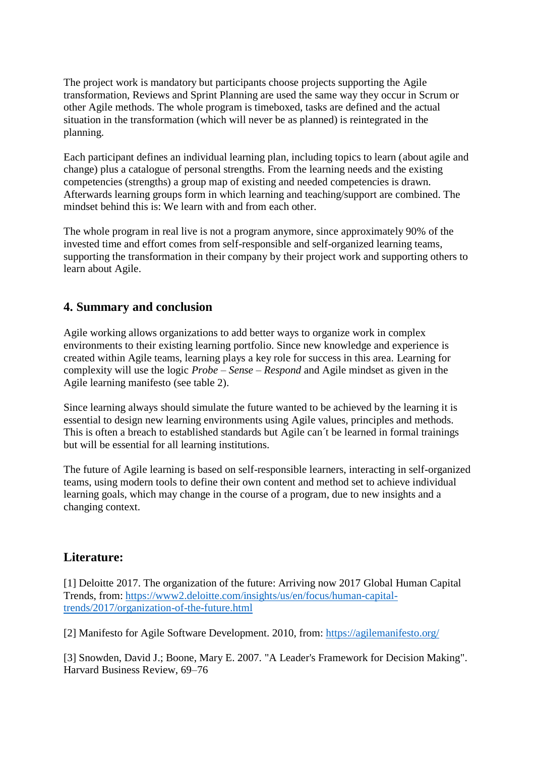The project work is mandatory but participants choose projects supporting the Agile transformation, Reviews and Sprint Planning are used the same way they occur in Scrum or other Agile methods. The whole program is timeboxed, tasks are defined and the actual situation in the transformation (which will never be as planned) is reintegrated in the planning.

Each participant defines an individual learning plan, including topics to learn (about agile and change) plus a catalogue of personal strengths. From the learning needs and the existing competencies (strengths) a group map of existing and needed competencies is drawn. Afterwards learning groups form in which learning and teaching/support are combined. The mindset behind this is: We learn with and from each other.

The whole program in real live is not a program anymore, since approximately 90% of the invested time and effort comes from self-responsible and self-organized learning teams, supporting the transformation in their company by their project work and supporting others to learn about Agile.

## 4. Summary and conclusion

Agile working allows organizations to add better ways to organize work in complex environments to their existing learning portfolio. Since new knowledge and experience is created within Agile teams, learning plays a key role for success in this area. Learning for complexity will use the logic *Probe – Sense – Respond* and Agile mindset as given in the Agile learning manifesto (see table 2).

Since learning always should simulate the future wanted to be achieved by the learning it is essential to design new learning environments using Agile values, principles and methods. This is often a breach to established standards but Agile can´t be learned in formal trainings but will be essential for all learning institutions.

The future of Agile learning is based on self-responsible learners, interacting in self-organized teams, using modern tools to define their own content and method set to achieve individual learning goals, which may change in the course of a program, due to new insights and a changing context.

## Literature:

[1] Deloitte 2017. The organization of the future: Arriving now 2017 Global Human Capital Trends, from: https://www2.deloitte.com/insights/us/en/focus/human-capital-trends/2017/organization-of-the-future.html

[2] Manifesto for Agile Software Development. 2010, from: https://agilemanifesto.org/

[3] Snowden, David J.; Boone, Mary E. 2007. "A Leader's Framework for Decision Making". Harvard Business Review, 69–76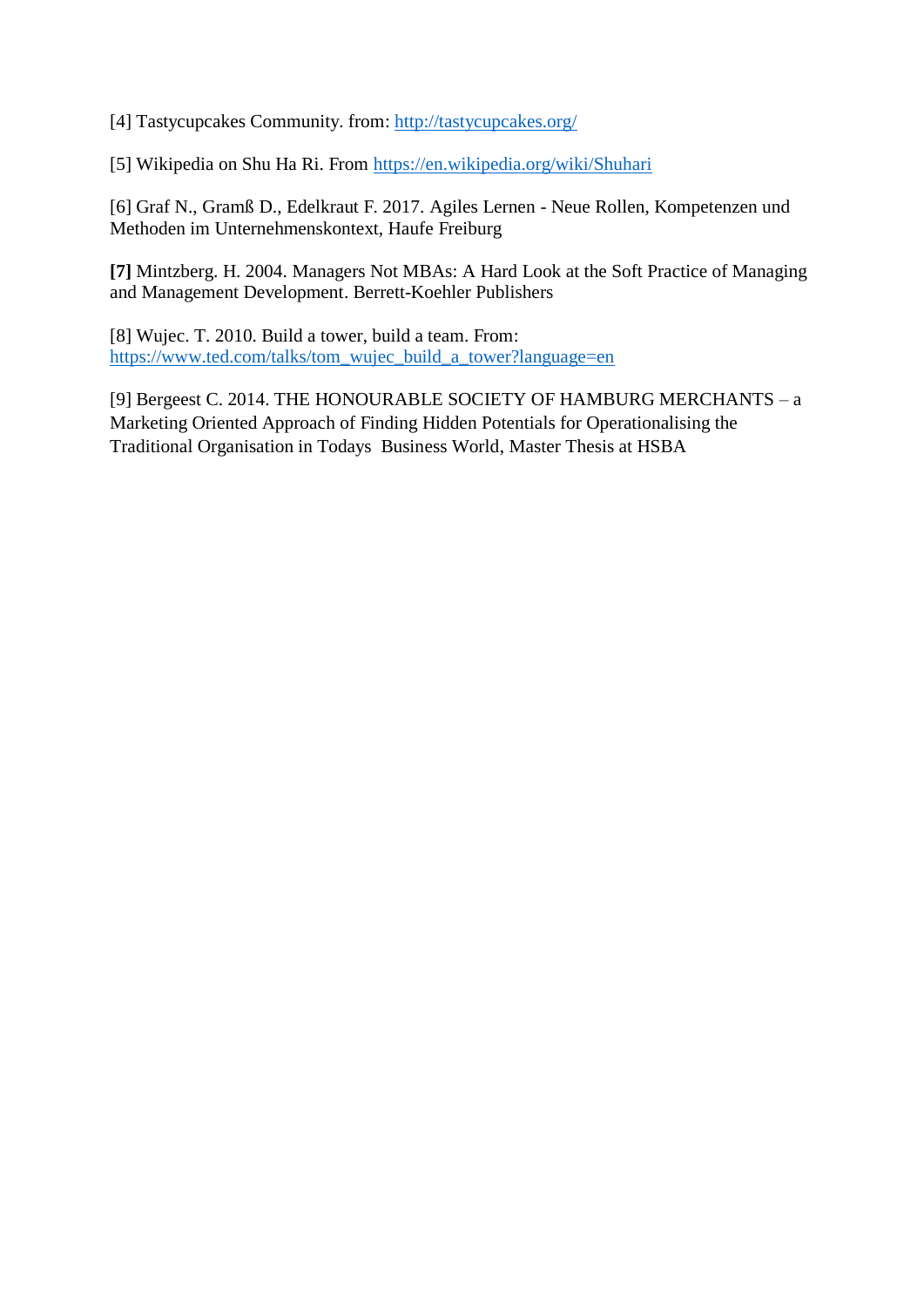[4] Tastycupcakes Community. from: http://tastycupcakes.org/

[5] Wikipedia on Shu Ha Ri. From https://en.wikipedia.org/wiki/Shuhari

[6] Graf N., Gramß D., Edelkraut F. 2017. Agiles Lernen - Neue Rollen, Kompetenzen und Methoden im Unternehmenskontext, Haufe Freiburg

**[7]** Mintzberg. H. 2004. Managers Not MBAs: A Hard Look at the Soft Practice of Managing and Management Development. Berrett-Koehler Publishers

[8] Wujec. T. 2010. Build a tower, build a team. From: https://www.ted.com/talks/tom_wujec_build_a_tower?language=en

[9] Bergeest C. 2014. THE HONOURABLE SOCIETY OF HAMBURG MERCHANTS – a Marketing Oriented Approach of Finding Hidden Potentials for Operationalising the Traditional Organisation in Todays  Business World, Master Thesis at HSBA